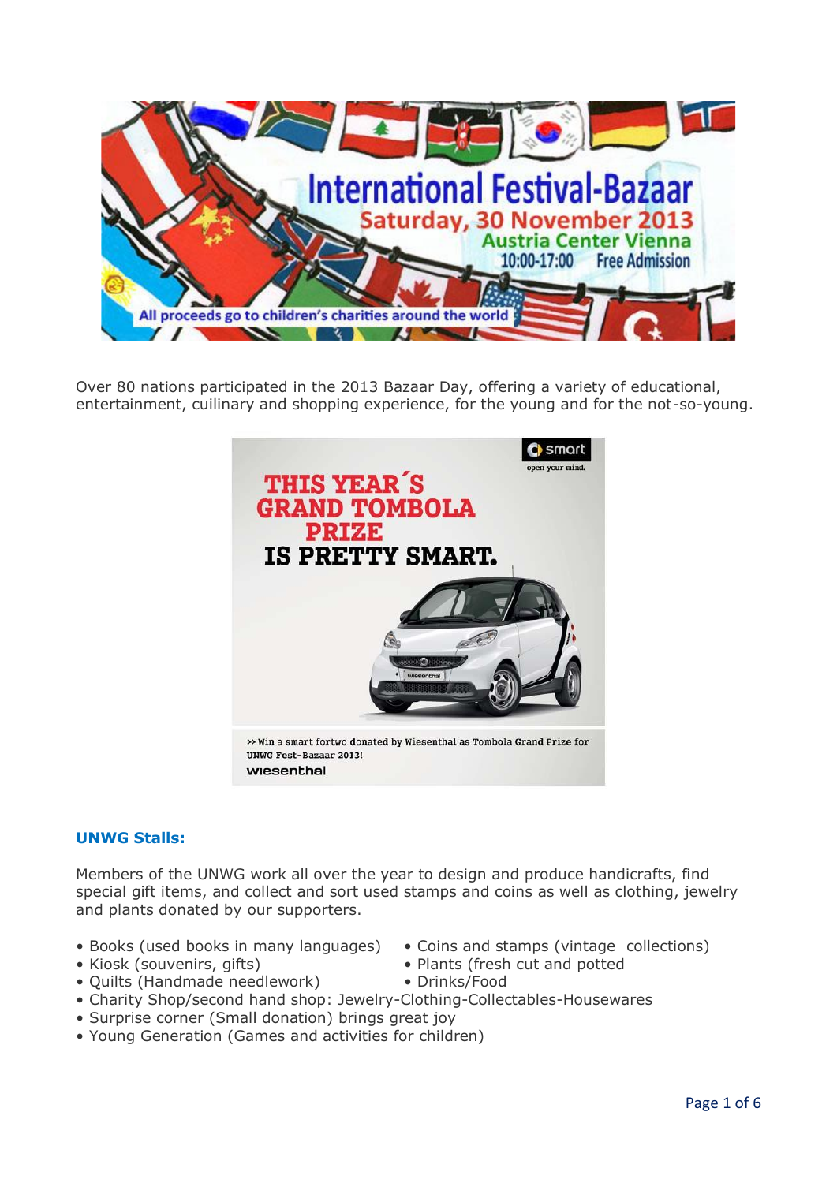International Festival-Bazaar

Saturday, 30 November 2013

Austria Center Vienna

10:00-17:00 Free Admission

All proceeds go to children's charities around the world

Over 80 nations participated in the 2013 Bazaar Day, offering a variety of educational, entertainment, cuilinary and shopping experience, for the young and for the not-so-young.

smart open your mind.

THIS YEAR´S GRAND TOMBOLA PRIZE IS PRETTY SMART.

>> Win a smart fortwo donated by Wiesenthal as Tombola Grand Prize for UNWG Fest-Bazaar 2013!

wiesenthal

## UNWG Stalls:

Members of the UNWG work all over the year to design and produce handicrafts, find special gift items, and collect and sort used stamps and coins as well as clothing, jewelry and plants donated by our supporters.

- Books (used books in many languages)
- Kiosk (souvenirs, gifts)
- Quilts (Handmade needlework)
- Coins and stamps (vintage collections)
- Plants (fresh cut and potted
- Drinks/Food
- Charity Shop/second hand shop: Jewelry-Clothing-Collectables-Housewares
- Surprise corner (Small donation) brings great joy
- Young Generation (Games and activities for children)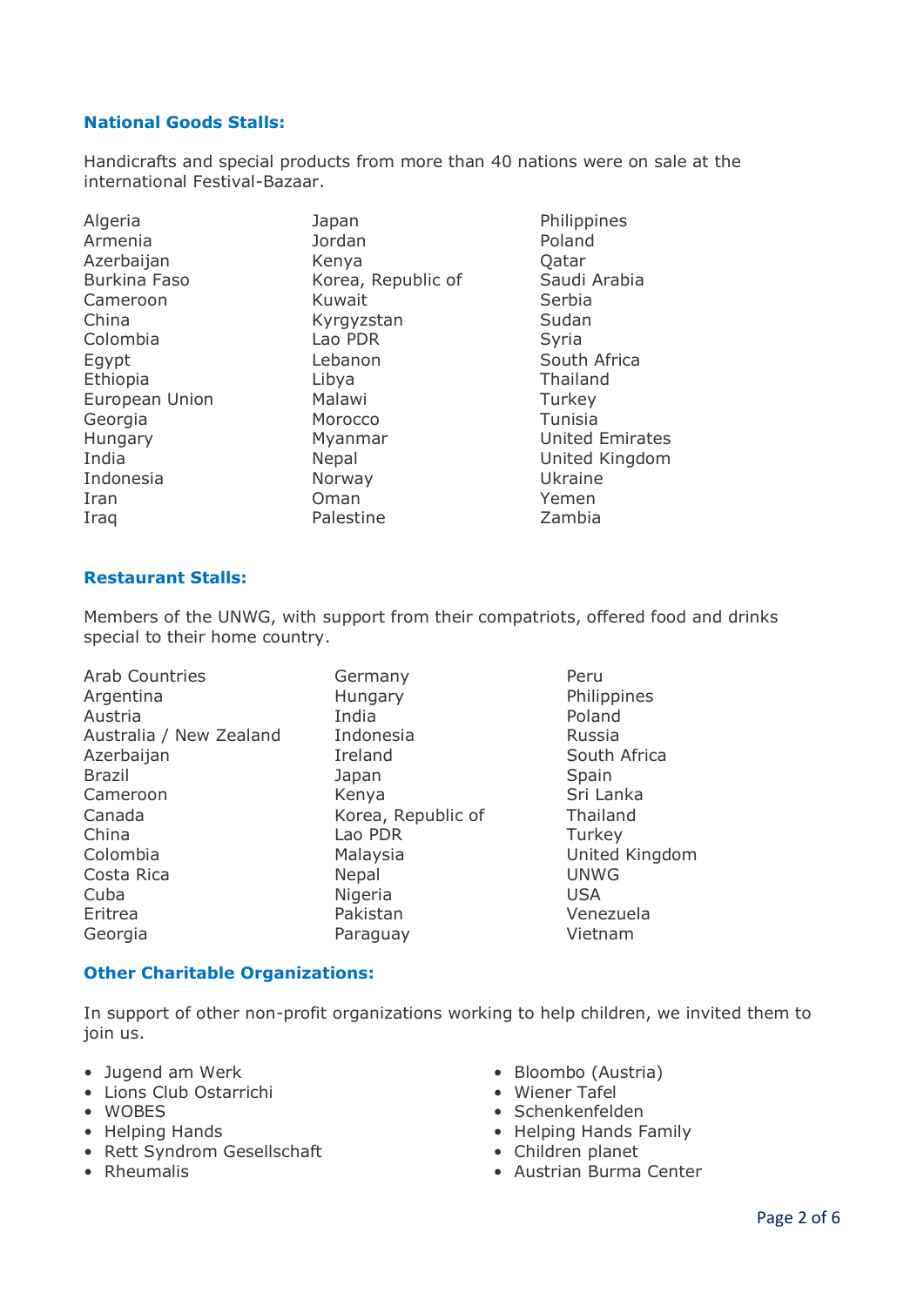### National Goods Stalls:

Handicrafts and special products from more than 40 nations were on sale at the international Festival-Bazaar.

- Algeria
- Armenia
- Azerbaijan
- Burkina Faso
- Cameroon
- China
- Colombia
- Egypt
- Ethiopia
- European Union
- Georgia
- Hungary
- India
- Indonesia
- Iran
- Iraq
- Japan
- Jordan
- Kenya
- Korea, Republic of
- Kuwait
- Kyrgyzstan
- Lao PDR
- Lebanon
- Libya
- Malawi
- Morocco
- Myanmar
- Nepal
- Norway
- Oman
- Palestine
- Philippines
- Poland
- Qatar
- Saudi Arabia
- Serbia
- Sudan
- Syria
- South Africa
- Thailand
- Turkey
- Tunisia
- United Emirates
- United Kingdom
- Ukraine
- Yemen
- Zambia

### Restaurant Stalls:

Members of the UNWG, with support from their compatriots, offered food and drinks special to their home country.

- Arab Countries
- Argentina
- Austria
- Australia / New Zealand
- Azerbaijan
- Brazil
- Cameroon
- Canada
- China
- Colombia
- Costa Rica
- Cuba
- Eritrea
- Georgia
- Germany
- Hungary
- India
- Indonesia
- Ireland
- Japan
- Kenya
- Korea, Republic of
- Lao PDR
- Malaysia
- Nepal
- Nigeria
- Pakistan
- Paraguay
- Peru
- Philippines
- Poland
- Russia
- South Africa
- Spain
- Sri Lanka
- Thailand
- Turkey
- United Kingdom
- UNWG
- USA
- Venezuela
- Vietnam

### Other Charitable Organizations:

In support of other non-profit organizations working to help children, we invited them to join us.

- Jugend am Werk
- Lions Club Ostarrichi
- WOBES
- Helping Hands
- Rett Syndrom Gesellschaft
- Rheumalis
- Bloombo (Austria)
- Wiener Tafel
- Schenkenfelden
- Helping Hands Family
- Children planet
- Austrian Burma Center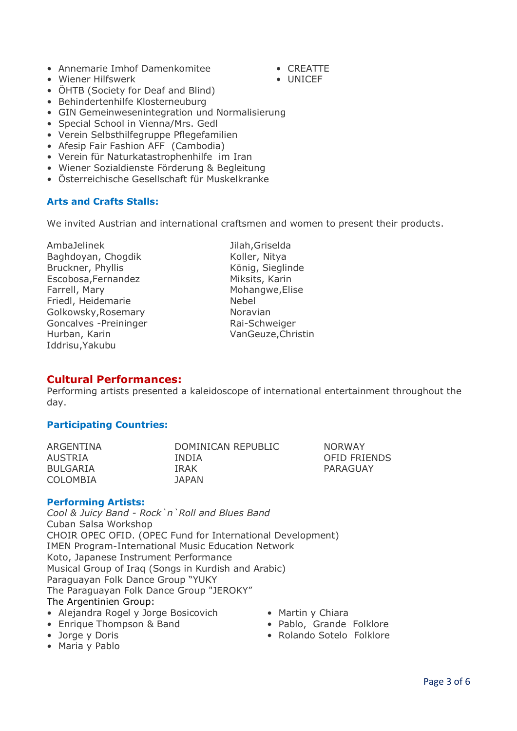- Annemarie Imhof Damenkomitee
- Wiener Hilfswerk
- ÖHTB (Society for Deaf and Blind)
- Behindertenhilfe Klosterneuburg
- GIN Gemeinwesenintegration und Normalisierung
- Special School in Vienna/Mrs. Gedl
- Verein Selbsthilfegruppe Pflegefamilien
- Afesip Fair Fashion AFF (Cambodia)
- Verein für Naturkatastrophenhilfe im Iran
- Wiener Sozialdienste Förderung & Begleitung
- Österreichische Gesellschaft für Muskelkranke
- CREATTE
- UNICEF

### Arts and Crafts Stalls:

We invited Austrian and international craftsmen and women to present their products.

AmbaJelinek
Baghdoyan, Chogdik
Bruckner, Phyllis
Escobosa,Fernandez
Farrell, Mary
Friedl, Heidemarie
Golkowsky,Rosemary
Goncalves -Preininger
Hurban, Karin
Iddrisu,Yakubu
Jilah,Griselda
Koller, Nitya
König, Sieglinde
Miksits, Karin
Mohangwe,Elise
Nebel
Noravian
Rai-Schweiger
VanGeuze,Christin

## Cultural Performances:

Performing artists presented a kaleidoscope of international entertainment throughout the day.

### Participating Countries:

ARGENTINA
AUSTRIA
BULGARIA
COLOMBIA
DOMINICAN REPUBLIC
INDIA
IRAK
JAPAN
NORWAY
OFID FRIENDS
PARAGUAY

### Performing Artists:

*Cool & Juicy Band - Rock`n`Roll and Blues Band*
Cuban Salsa Workshop
CHOIR OPEC OFID. (OPEC Fund for International Development)
IMEN Program-International Music Education Network
Koto, Japanese Instrument Performance
Musical Group of Iraq (Songs in Kurdish and Arabic)
Paraguayan Folk Dance Group “YUKY
The Paraguayan Folk Dance Group "JEROKY”
The Argentinien Group:

- Alejandra Rogel y Jorge Bosicovich
- Enrique Thompson & Band
- Jorge y Doris
- Maria y Pablo
- Martin y Chiara
- Pablo, Grande Folklore
- Rolando Sotelo Folklore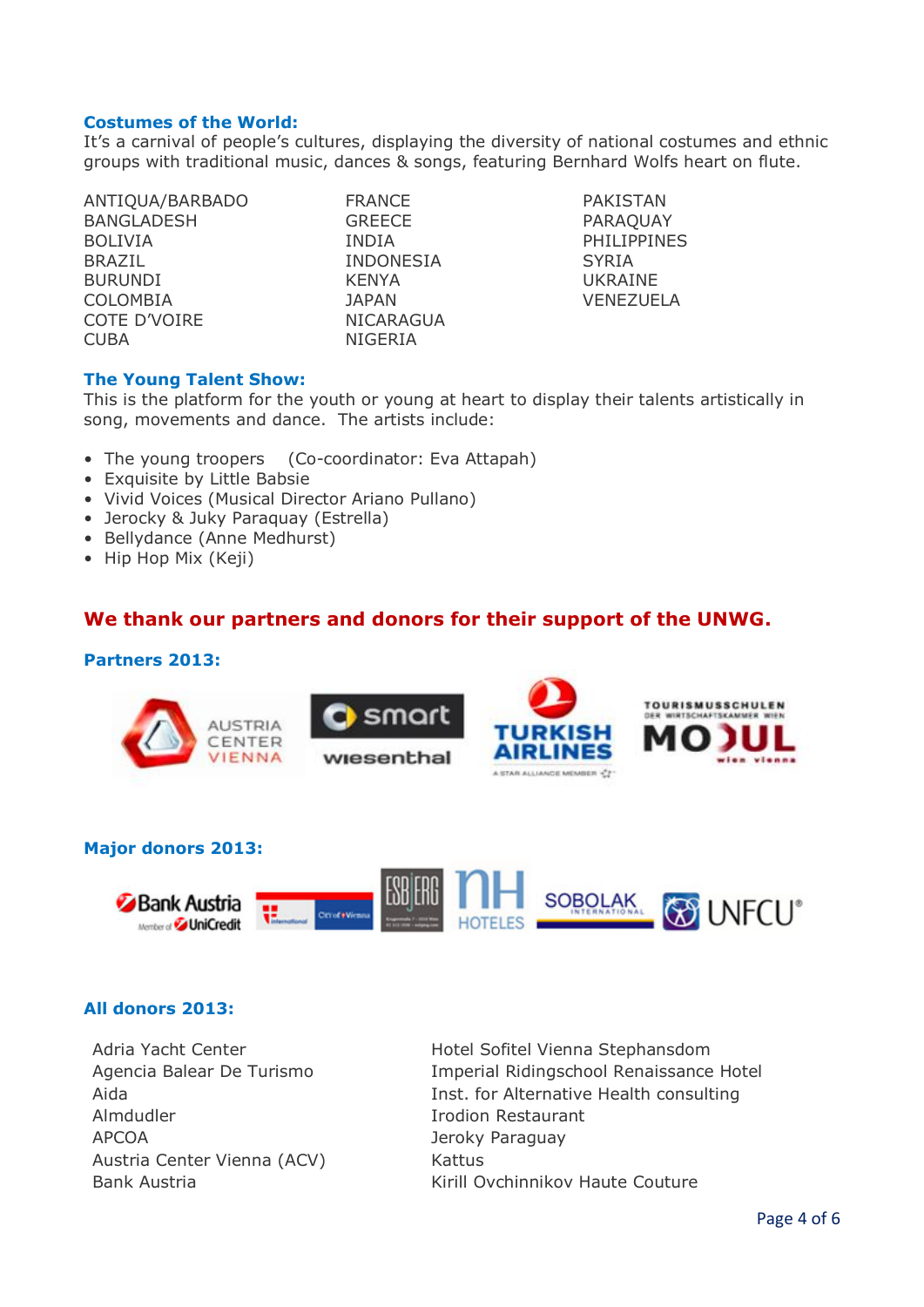**Costumes of the World:**

It's a carnival of people's cultures, displaying the diversity of national costumes and ethnic groups with traditional music, dances & songs, featuring Bernhard Wolfs heart on flute.

ANTIQUA/BARBADO
BANGLADESH
BOLIVIA
BRAZIL
BURUNDI
COLOMBIA
COTE D'VOIRE
CUBA
FRANCE
GREECE
INDIA
INDONESIA
KENYA
JAPAN
NICARAGUA
NIGERIA
PAKISTAN
PARAQUAY
PHILIPPINES
SYRIA
UKRAINE
VENEZUELA

**The Young Talent Show:**

This is the platform for the youth or young at heart to display their talents artistically in song, movements and dance. The artists include:

- The young troopers (Co-coordinator: Eva Attapah)
- Exquisite by Little Babsie
- Vivid Voices (Musical Director Ariano Pullano)
- Jerocky & Juky Paraquay (Estrella)
- Bellydance (Anne Medhurst)
- Hip Hop Mix (Keji)

## We thank our partners and donors for their support of the UNWG.

**Partners 2013:**

**Major donors 2013:**

**All donors 2013:**

Adria Yacht Center
Agencia Balear De Turismo
Aida
Almdudler
APCOA
Austria Center Vienna (ACV)
Bank Austria
Hotel Sofitel Vienna Stephansdom
Imperial Ridingschool Renaissance Hotel
Inst. for Alternative Health consulting
Irodion Restaurant
Jeroky Paraguay
Kattus
Kirill Ovchinnikov Haute Couture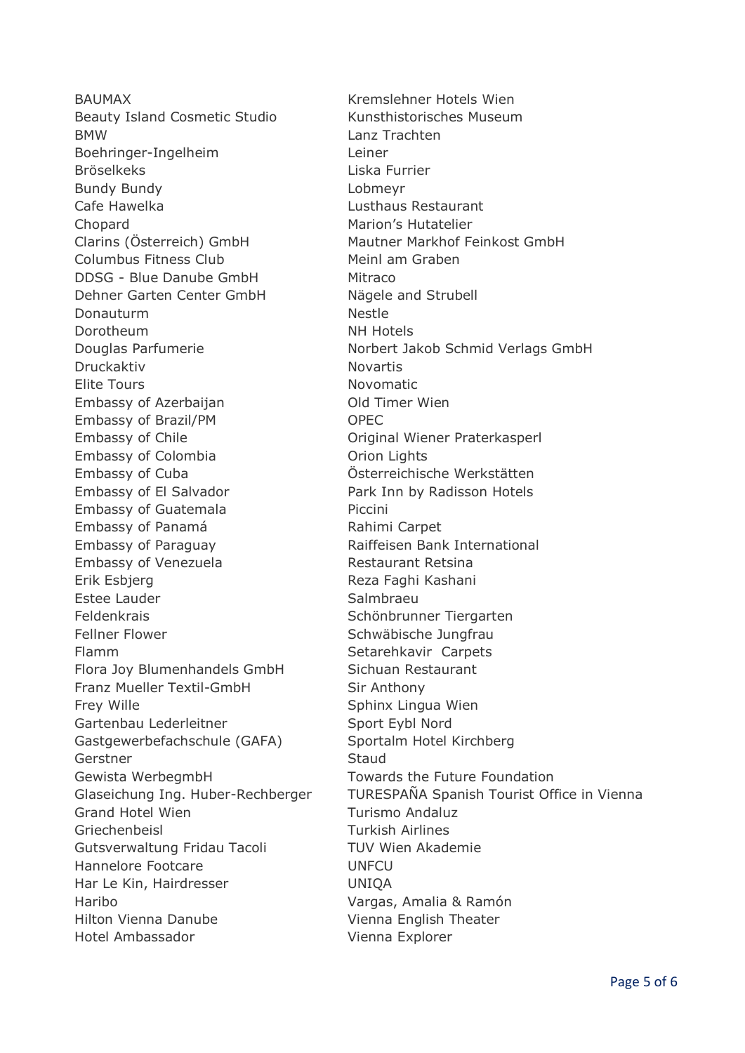BAUMAX
Beauty Island Cosmetic Studio
BMW
Boehringer-Ingelheim
Bröselkeks
Bundy Bundy
Cafe Hawelka
Chopard
Clarins (Österreich) GmbH
Columbus Fitness Club
DDSG - Blue Danube GmbH
Dehner Garten Center GmbH
Donauturm
Dorotheum
Douglas Parfumerie
Druckaktiv
Elite Tours
Embassy of Azerbaijan
Embassy of Brazil/PM
Embassy of Chile
Embassy of Colombia
Embassy of Cuba
Embassy of El Salvador
Embassy of Guatemala
Embassy of Panamá
Embassy of Paraguay
Embassy of Venezuela
Erik Esbjerg
Estee Lauder
Feldenkrais
Fellner Flower
Flamm
Flora Joy Blumenhandels GmbH
Franz Mueller Textil-GmbH
Frey Wille
Gartenbau Lederleitner
Gastgewerbefachschule (GAFA)
Gerstner
Gewista WerbegmbH
Glaseichung Ing. Huber-Rechberger
Grand Hotel Wien
Griechenbeisl
Gutsverwaltung Fridau Tacoli
Hannelore Footcare
Har Le Kin, Hairdresser
Haribo
Hilton Vienna Danube
Hotel Ambassador
Kremslehner Hotels Wien
Kunsthistorisches Museum
Lanz Trachten
Leiner
Liska Furrier
Lobmeyr
Lusthaus Restaurant
Marion's Hutatelier
Mautner Markhof Feinkost GmbH
Meinl am Graben
Mitraco
Nägele and Strubell
Nestle
NH Hotels
Norbert Jakob Schmid Verlags GmbH
Novartis
Novomatic
Old Timer Wien
OPEC
Original Wiener Praterkasperl
Orion Lights
Österreichische Werkstätten
Park Inn by Radisson Hotels
Piccini
Rahimi Carpet
Raiffeisen Bank International
Restaurant Retsina
Reza Faghi Kashani
Salmbraeu
Schönbrunner Tiergarten
Schwäbische Jungfrau
Setarehkavir Carpets
Sichuan Restaurant
Sir Anthony
Sphinx Lingua Wien
Sport Eybl Nord
Sportalm Hotel Kirchberg
Staud
Towards the Future Foundation
TURESPAÑA Spanish Tourist Office in Vienna
Turismo Andaluz
Turkish Airlines
TUV Wien Akademie
UNFCU
UNIQA
Vargas, Amalia & Ramón
Vienna English Theater
Vienna Explorer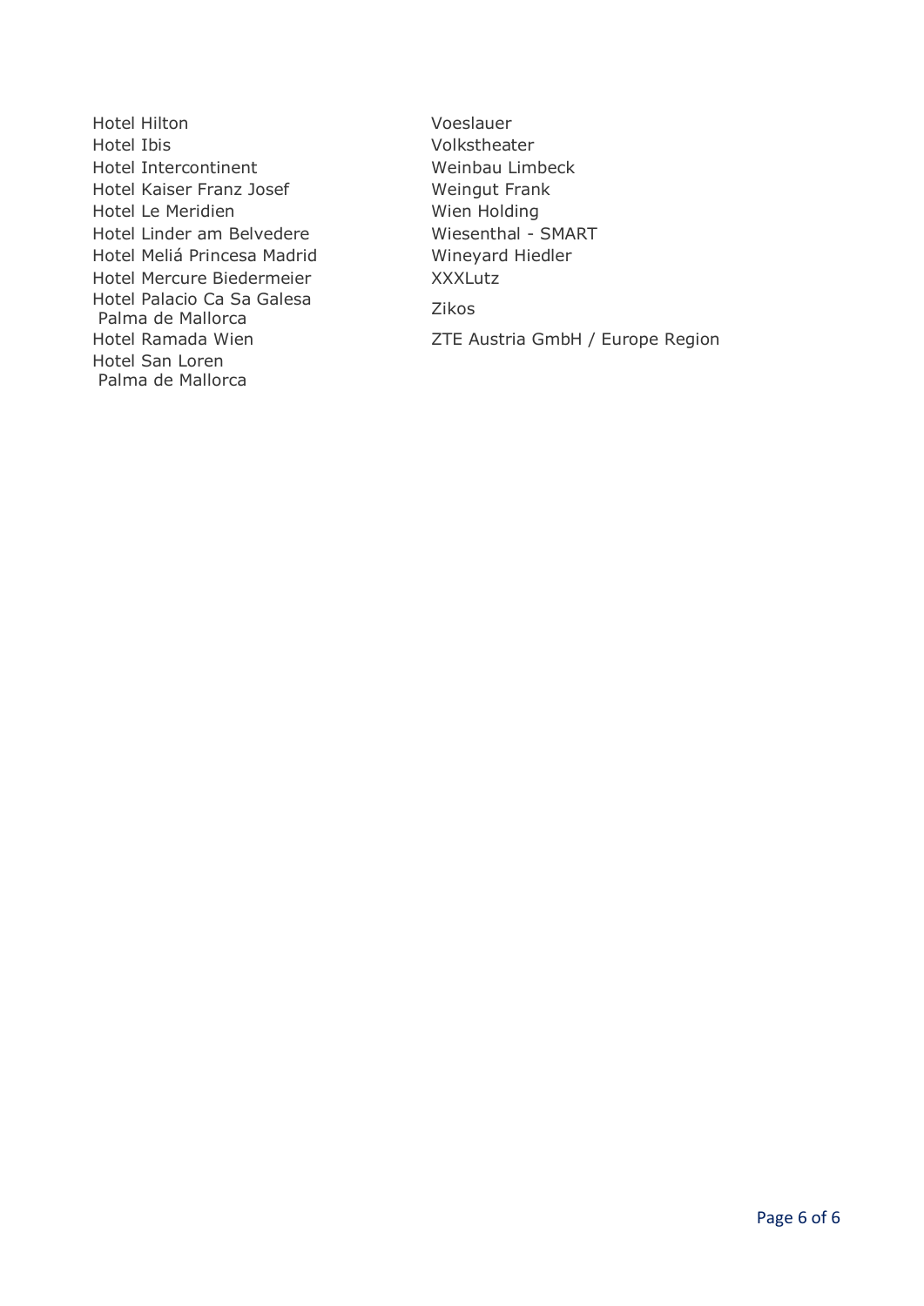Hotel Hilton
Hotel Ibis
Hotel Intercontinent
Hotel Kaiser Franz Josef
Hotel Le Meridien
Hotel Linder am Belvedere
Hotel Meliá Princesa Madrid
Hotel Mercure Biedermeier
Hotel Palacio Ca Sa Galesa
Palma de Mallorca
Hotel Ramada Wien
Hotel San Loren
Palma de Mallorca

Voeslauer
Volkstheater
Weinbau Limbeck
Weingut Frank
Wien Holding
Wiesenthal - SMART
Wineyard Hiedler
XXXLutz
Zikos
ZTE Austria GmbH / Europe Region